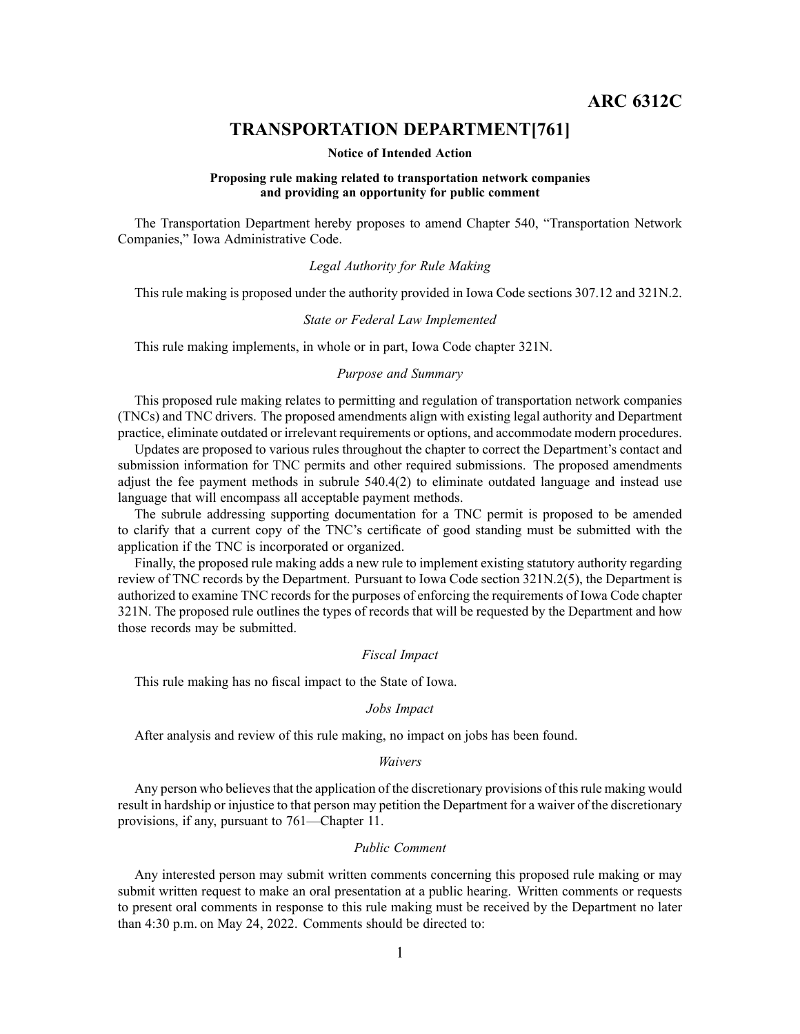**ARC 6312C**

# TRANSPORTATION DEPARTMENT[761]

**Notice of Intended Action**

**Proposing rule making related to transportation network companies and providing an opportunity for public comment**

The Transportation Department hereby proposes to amend Chapter 540, "Transportation Network Companies," Iowa Administrative Code.

*Legal Authority for Rule Making*

This rule making is proposed under the authority provided in Iowa Code sections 307.12 and 321N.2.

*State or Federal Law Implemented*

This rule making implements, in whole or in part, Iowa Code chapter 321N.

*Purpose and Summary*

This proposed rule making relates to permitting and regulation of transportation network companies (TNCs) and TNC drivers. The proposed amendments align with existing legal authority and Department practice, eliminate outdated or irrelevant requirements or options, and accommodate modern procedures.

Updates are proposed to various rules throughout the chapter to correct the Department's contact and submission information for TNC permits and other required submissions. The proposed amendments adjust the fee payment methods in subrule 540.4(2) to eliminate outdated language and instead use language that will encompass all acceptable payment methods.

The subrule addressing supporting documentation for a TNC permit is proposed to be amended to clarify that a current copy of the TNC's certificate of good standing must be submitted with the application if the TNC is incorporated or organized.

Finally, the proposed rule making adds a new rule to implement existing statutory authority regarding review of TNC records by the Department. Pursuant to Iowa Code section 321N.2(5), the Department is authorized to examine TNC records for the purposes of enforcing the requirements of Iowa Code chapter 321N. The proposed rule outlines the types of records that will be requested by the Department and how those records may be submitted.

*Fiscal Impact*

This rule making has no fiscal impact to the State of Iowa.

*Jobs Impact*

After analysis and review of this rule making, no impact on jobs has been found.

*Waivers*

Any person who believes that the application of the discretionary provisions of this rule making would result in hardship or injustice to that person may petition the Department for a waiver of the discretionary provisions, if any, pursuant to 761—Chapter 11.

*Public Comment*

Any interested person may submit written comments concerning this proposed rule making or may submit written request to make an oral presentation at a public hearing. Written comments or requests to present oral comments in response to this rule making must be received by the Department no later than 4:30 p.m. on May 24, 2022. Comments should be directed to: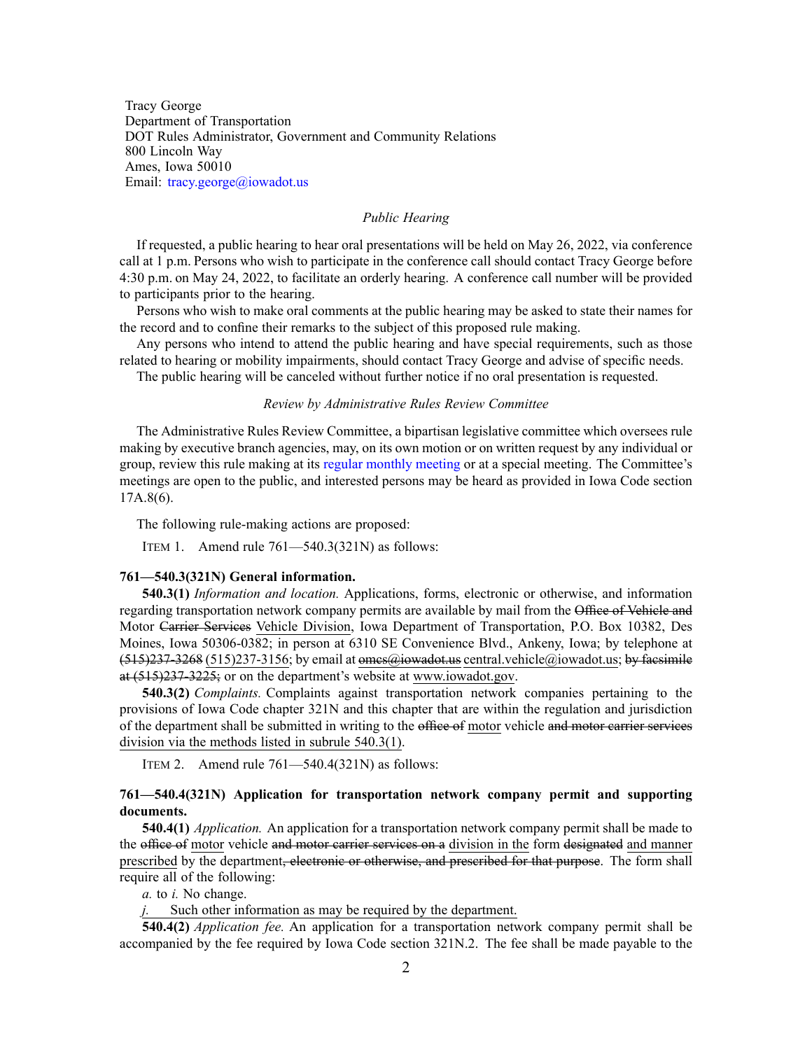Tracy George
Department of Transportation
DOT Rules Administrator, Government and Community Relations
800 Lincoln Way
Ames, Iowa 50010
Email: tracy.george@iowadot.us

*Public Hearing*

If requested, a public hearing to hear oral presentations will be held on May 26, 2022, via conference call at 1 p.m. Persons who wish to participate in the conference call should contact Tracy George before 4:30 p.m. on May 24, 2022, to facilitate an orderly hearing. A conference call number will be provided to participants prior to the hearing.

Persons who wish to make oral comments at the public hearing may be asked to state their names for the record and to confine their remarks to the subject of this proposed rule making.

Any persons who intend to attend the public hearing and have special requirements, such as those related to hearing or mobility impairments, should contact Tracy George and advise of specific needs.

The public hearing will be canceled without further notice if no oral presentation is requested.

*Review by Administrative Rules Review Committee*

The Administrative Rules Review Committee, a bipartisan legislative committee which oversees rule making by executive branch agencies, may, on its own motion or on written request by any individual or group, review this rule making at its regular monthly meeting or at a special meeting. The Committee's meetings are open to the public, and interested persons may be heard as provided in Iowa Code section 17A.8(6).

The following rule-making actions are proposed:

ITEM 1. Amend rule 761—540.3(321N) as follows:

**761—540.3(321N) General information.**

**540.3(1)** *Information and location.* Applications, forms, electronic or otherwise, and information regarding transportation network company permits are available by mail from the ~~Office of Vehicle and~~ Motor ~~Carrier Services~~ <u>Vehicle Division</u>, Iowa Department of Transportation, P.O. Box 10382, Des Moines, Iowa 50306-0382; in person at 6310 SE Convenience Blvd., Ankeny, Iowa; by telephone at ~~(515)237-3268~~ <u>(515)237-3156</u>; by email at ~~omcs@iowadot.us~~ <u>central.vehicle@iowadot.us</u>; ~~by facsimile at (515)237-3225;~~ or on the department's website at <u>www.iowadot.gov</u>.

**540.3(2)** *Complaints.* Complaints against transportation network companies pertaining to the provisions of Iowa Code chapter 321N and this chapter that are within the regulation and jurisdiction of the department shall be submitted in writing to the ~~office of~~ <u>motor</u> vehicle ~~and motor carrier services~~ <u>division via the methods listed in subrule 540.3(1)</u>.

ITEM 2. Amend rule 761—540.4(321N) as follows:

**761—540.4(321N) Application for transportation network company permit and supporting documents.**

**540.4(1)** *Application.* An application for a transportation network company permit shall be made to the ~~office of~~ <u>motor</u> vehicle ~~and motor carrier services on a~~ <u>division in the</u> form ~~designated~~ <u>and manner prescribed</u> by the department~~, electronic or otherwise, and prescribed for that purpose~~. The form shall require all of the following:

*a.* to *i.* No change.

<u>*j.* Such other information as may be required by the department.</u>

**540.4(2)** *Application fee.* An application for a transportation network company permit shall be accompanied by the fee required by Iowa Code section 321N.2. The fee shall be made payable to the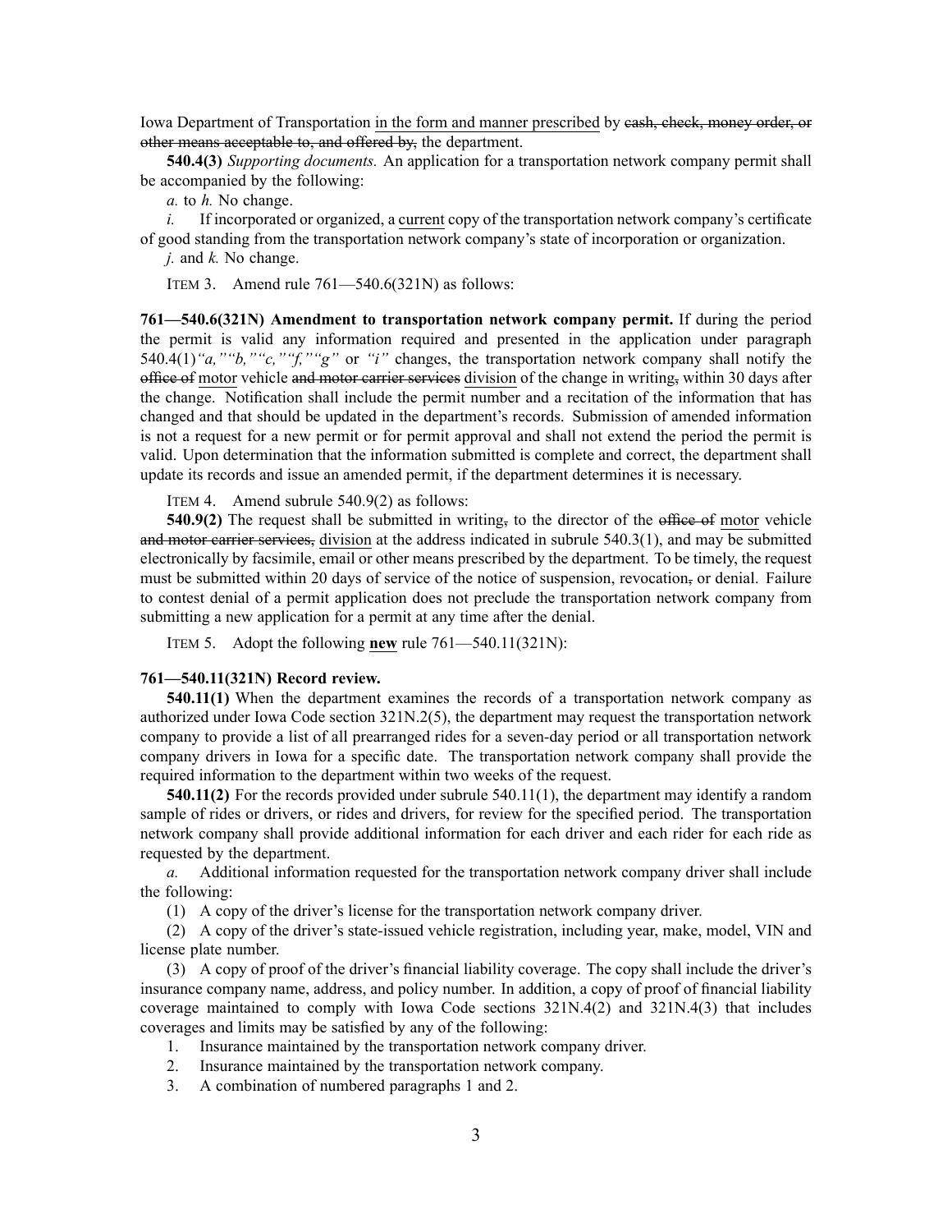Iowa Department of Transportation in the form and manner prescribed by ~~cash, check, money order, or other means acceptable to, and offered by,~~ the department.

**540.4(3)** *Supporting documents.* An application for a transportation network company permit shall be accompanied by the following:

*a.* to *h.* No change.

*i.* If incorporated or organized, a current copy of the transportation network company's certificate of good standing from the transportation network company's state of incorporation or organization.

*j.* and *k.* No change.

ITEM 3. Amend rule 761—540.6(321N) as follows:

**761—540.6(321N) Amendment to transportation network company permit.** If during the period the permit is valid any information required and presented in the application under paragraph 540.4(1)*"a," "b," "c," "f," "g"* or *"i"* changes, the transportation network company shall notify the ~~office of~~ motor vehicle ~~and motor carrier services~~ division of the change in writing~~,~~ within 30 days after the change. Notification shall include the permit number and a recitation of the information that has changed and that should be updated in the department's records. Submission of amended information is not a request for a new permit or for permit approval and shall not extend the period the permit is valid. Upon determination that the information submitted is complete and correct, the department shall update its records and issue an amended permit, if the department determines it is necessary.

ITEM 4. Amend subrule 540.9(2) as follows:

**540.9(2)** The request shall be submitted in writing~~,~~ to the director of the ~~office of~~ motor vehicle ~~and motor carrier services,~~ division at the address indicated in subrule 540.3(1), and may be submitted electronically by facsimile, email or other means prescribed by the department. To be timely, the request must be submitted within 20 days of service of the notice of suspension, revocation~~,~~ or denial. Failure to contest denial of a permit application does not preclude the transportation network company from submitting a new application for a permit at any time after the denial.

ITEM 5. Adopt the following **new** rule 761—540.11(321N):

**761—540.11(321N) Record review.**

**540.11(1)** When the department examines the records of a transportation network company as authorized under Iowa Code section 321N.2(5), the department may request the transportation network company to provide a list of all prearranged rides for a seven-day period or all transportation network company drivers in Iowa for a specific date. The transportation network company shall provide the required information to the department within two weeks of the request.

**540.11(2)** For the records provided under subrule 540.11(1), the department may identify a random sample of rides or drivers, or rides and drivers, for review for the specified period. The transportation network company shall provide additional information for each driver and each rider for each ride as requested by the department.

*a.* Additional information requested for the transportation network company driver shall include the following:

(1) A copy of the driver's license for the transportation network company driver.

(2) A copy of the driver's state-issued vehicle registration, including year, make, model, VIN and license plate number.

(3) A copy of proof of the driver's financial liability coverage. The copy shall include the driver's insurance company name, address, and policy number. In addition, a copy of proof of financial liability coverage maintained to comply with Iowa Code sections 321N.4(2) and 321N.4(3) that includes coverages and limits may be satisfied by any of the following:

1. Insurance maintained by the transportation network company driver.
2. Insurance maintained by the transportation network company.
3. A combination of numbered paragraphs 1 and 2.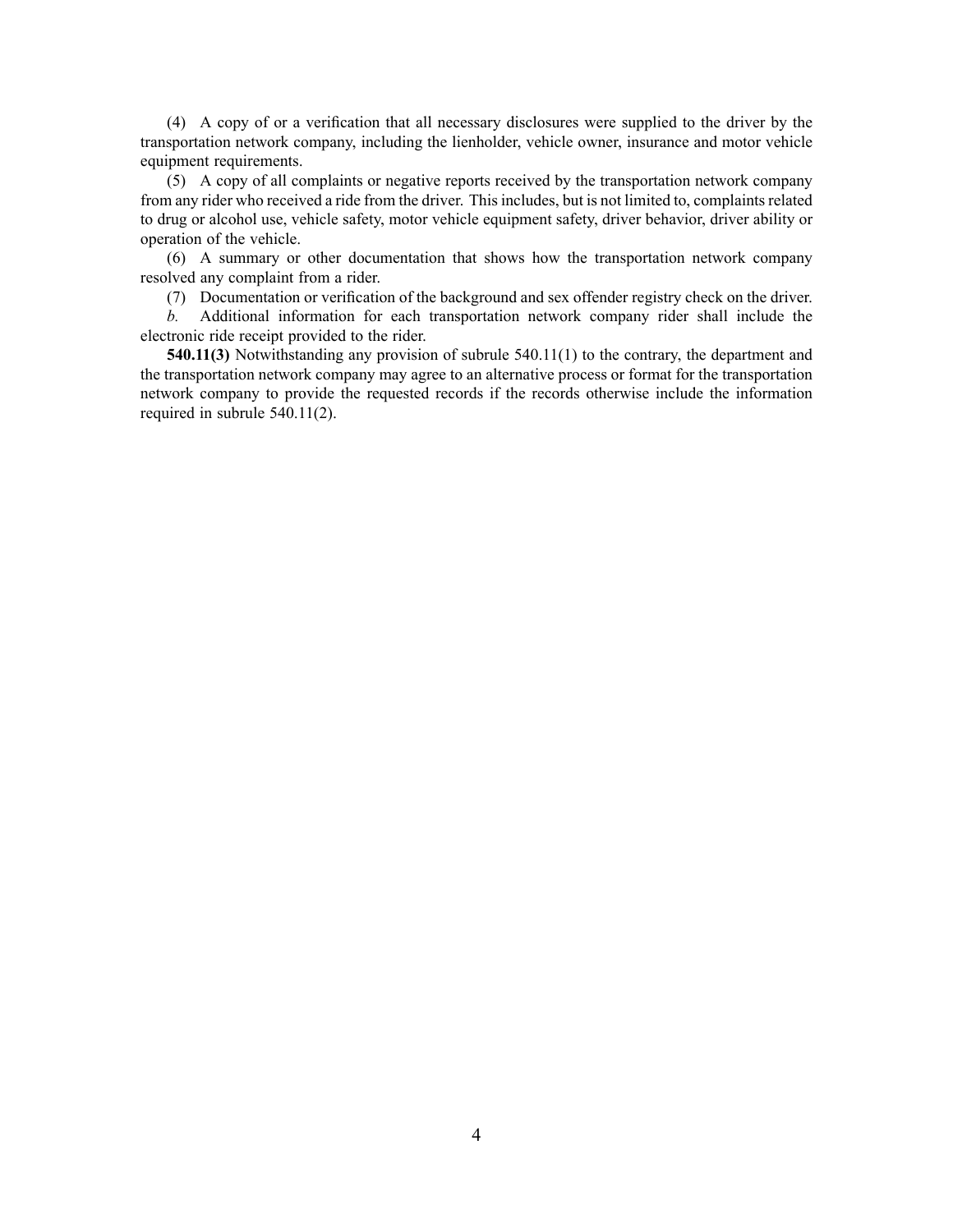(4) A copy of or a verification that all necessary disclosures were supplied to the driver by the transportation network company, including the lienholder, vehicle owner, insurance and motor vehicle equipment requirements.

(5) A copy of all complaints or negative reports received by the transportation network company from any rider who received a ride from the driver. This includes, but is not limited to, complaints related to drug or alcohol use, vehicle safety, motor vehicle equipment safety, driver behavior, driver ability or operation of the vehicle.

(6) A summary or other documentation that shows how the transportation network company resolved any complaint from a rider.

(7) Documentation or verification of the background and sex offender registry check on the driver.

*b.* Additional information for each transportation network company rider shall include the electronic ride receipt provided to the rider.

**540.11(3)** Notwithstanding any provision of subrule 540.11(1) to the contrary, the department and the transportation network company may agree to an alternative process or format for the transportation network company to provide the requested records if the records otherwise include the information required in subrule 540.11(2).